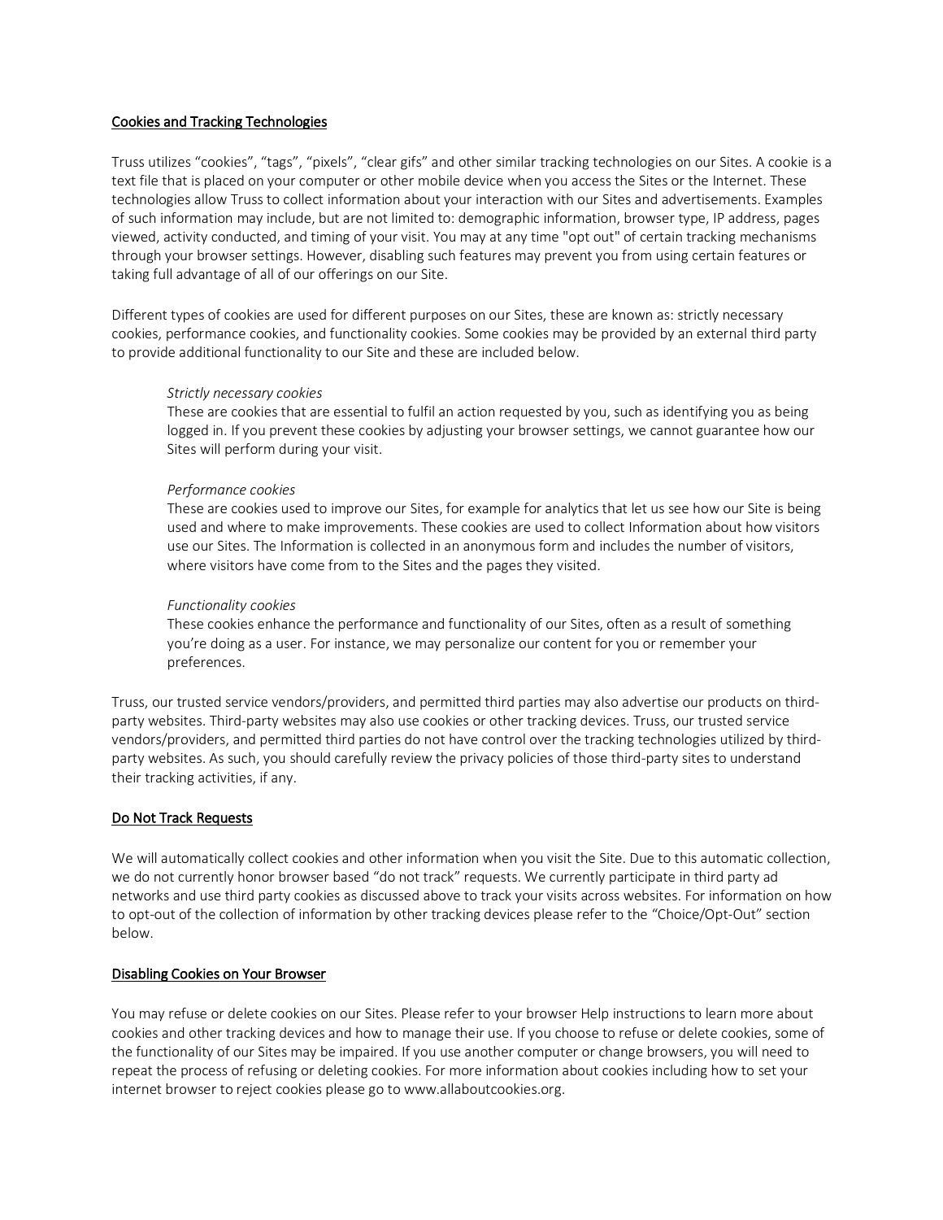## Cookies and Tracking Technologies

Truss utilizes "cookies", "tags", "pixels", "clear gifs" and other similar tracking technologies on our Sites. A cookie is a text file that is placed on your computer or other mobile device when you access the Sites or the Internet. These technologies allow Truss to collect information about your interaction with our Sites and advertisements. Examples of such information may include, but are not limited to: demographic information, browser type, IP address, pages viewed, activity conducted, and timing of your visit. You may at any time "opt out" of certain tracking mechanisms through your browser settings. However, disabling such features may prevent you from using certain features or taking full advantage of all of our offerings on our Site.

Different types of cookies are used for different purposes on our Sites, these are known as: strictly necessary cookies, performance cookies, and functionality cookies. Some cookies may be provided by an external third party to provide additional functionality to our Site and these are included below.

> *Strictly necessary cookies*
> These are cookies that are essential to fulfil an action requested by you, such as identifying you as being logged in. If you prevent these cookies by adjusting your browser settings, we cannot guarantee how our Sites will perform during your visit.
>
> *Performance cookies*
> These are cookies used to improve our Sites, for example for analytics that let us see how our Site is being used and where to make improvements. These cookies are used to collect Information about how visitors use our Sites. The Information is collected in an anonymous form and includes the number of visitors, where visitors have come from to the Sites and the pages they visited.
>
> *Functionality cookies*
> These cookies enhance the performance and functionality of our Sites, often as a result of something you're doing as a user. For instance, we may personalize our content for you or remember your preferences.

Truss, our trusted service vendors/providers, and permitted third parties may also advertise our products on third-party websites. Third-party websites may also use cookies or other tracking devices. Truss, our trusted service vendors/providers, and permitted third parties do not have control over the tracking technologies utilized by third-party websites. As such, you should carefully review the privacy policies of those third-party sites to understand their tracking activities, if any.

## Do Not Track Requests

We will automatically collect cookies and other information when you visit the Site. Due to this automatic collection, we do not currently honor browser based "do not track" requests. We currently participate in third party ad networks and use third party cookies as discussed above to track your visits across websites. For information on how to opt-out of the collection of information by other tracking devices please refer to the "Choice/Opt-Out" section below.

## Disabling Cookies on Your Browser

You may refuse or delete cookies on our Sites. Please refer to your browser Help instructions to learn more about cookies and other tracking devices and how to manage their use. If you choose to refuse or delete cookies, some of the functionality of our Sites may be impaired. If you use another computer or change browsers, you will need to repeat the process of refusing or deleting cookies. For more information about cookies including how to set your internet browser to reject cookies please go to www.allaboutcookies.org.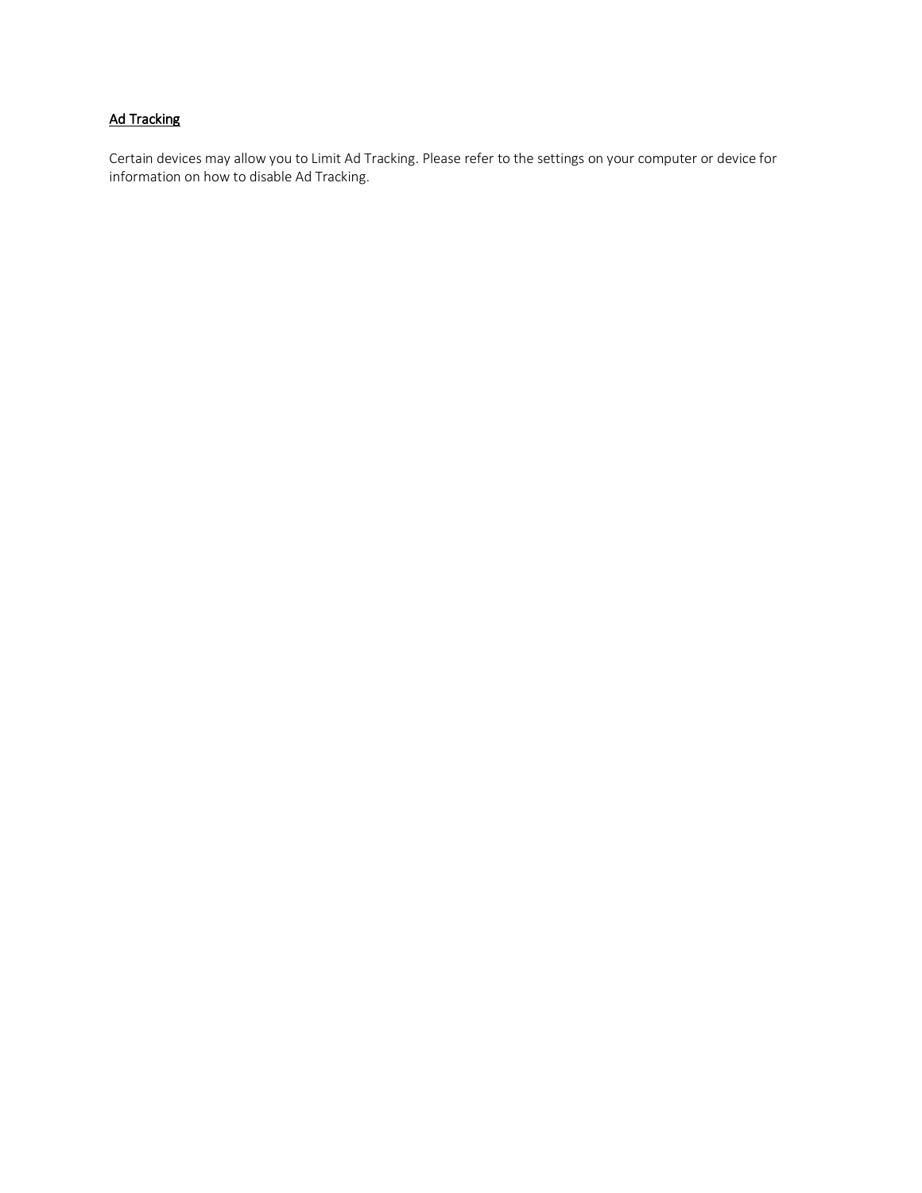## Ad Tracking

Certain devices may allow you to Limit Ad Tracking. Please refer to the settings on your computer or device for information on how to disable Ad Tracking.